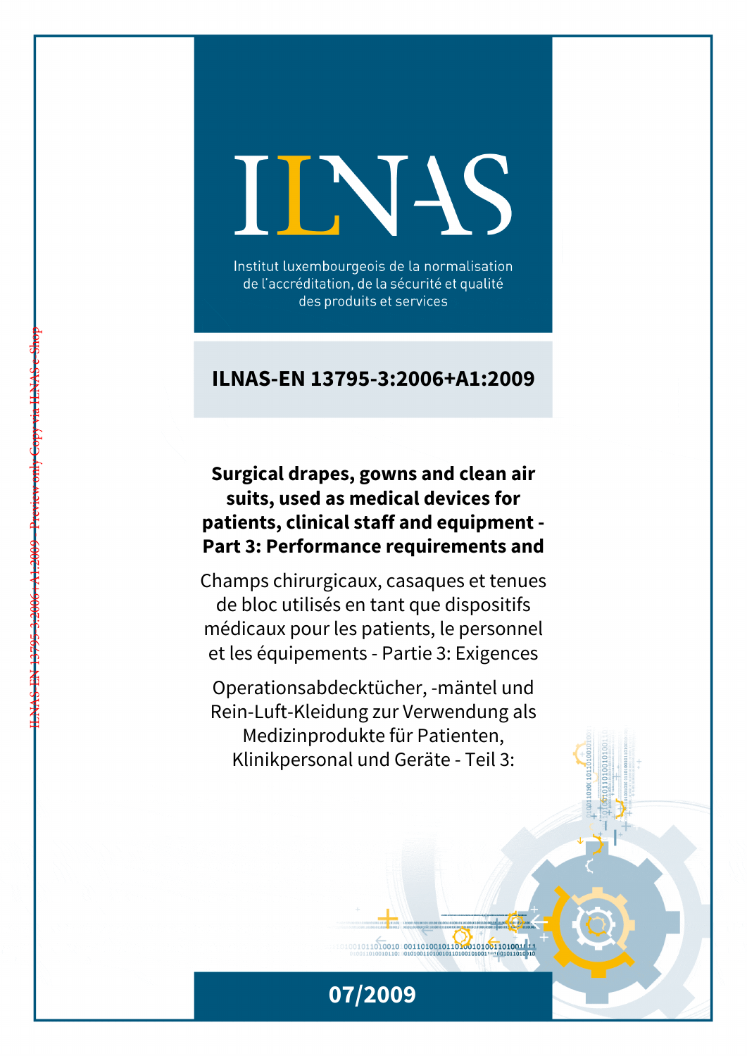# ILNAS

Institut luxembourgeois de la normalisation de l'accréditation, de la sécurité et qualité des produits et services

## ILNAS-EN 13795-3:2006+A1:2009

**Surgical drapes, gowns and clean air suits, used as medical devices for patients, clinical staff and equipment - Part 3: Performance requirements and**

Champs chirurgicaux, casaques et tenues de bloc utilisés en tant que dispositifs médicaux pour les patients, le personnel et les équipements - Partie 3: Exigences

Operationsabdecktücher, -mäntel und Rein-Luft-Kleidung zur Verwendung als Medizinprodukte für Patienten, Klinikpersonal und Geräte - Teil 3:

07/2009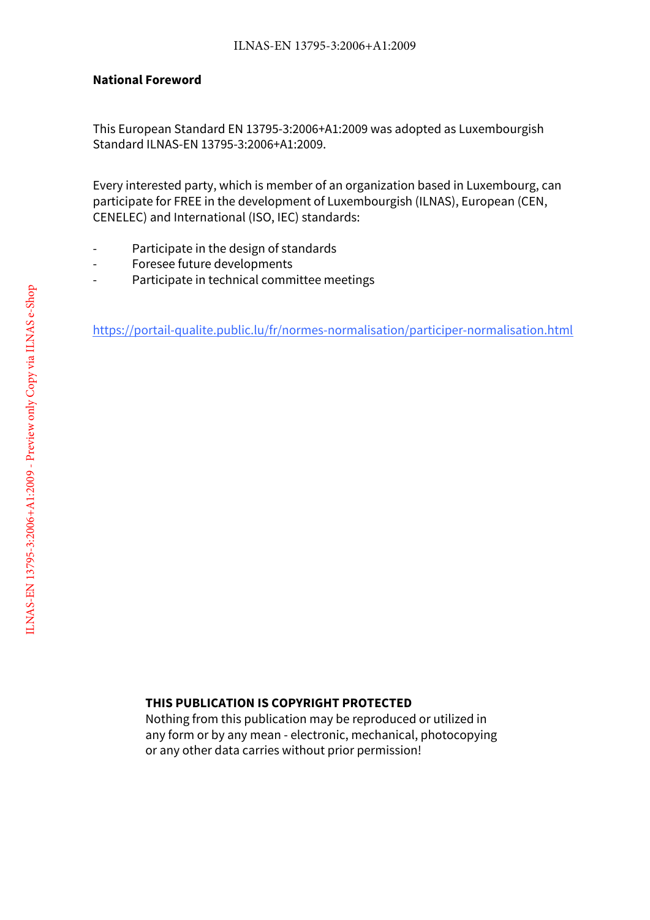**National Foreword**

This European Standard EN 13795-3:2006+A1:2009 was adopted as Luxembourgish Standard ILNAS-EN 13795-3:2006+A1:2009.

Every interested party, which is member of an organization based in Luxembourg, can participate for FREE in the development of Luxembourgish (ILNAS), European (CEN, CENELEC) and International (ISO, IEC) standards:

- Participate in the design of standards
- Foresee future developments
- Participate in technical committee meetings

https://portail-qualite.public.lu/fr/normes-normalisation/participer-normalisation.html

**THIS PUBLICATION IS COPYRIGHT PROTECTED**
Nothing from this publication may be reproduced or utilized in any form or by any mean - electronic, mechanical, photocopying or any other data carries without prior permission!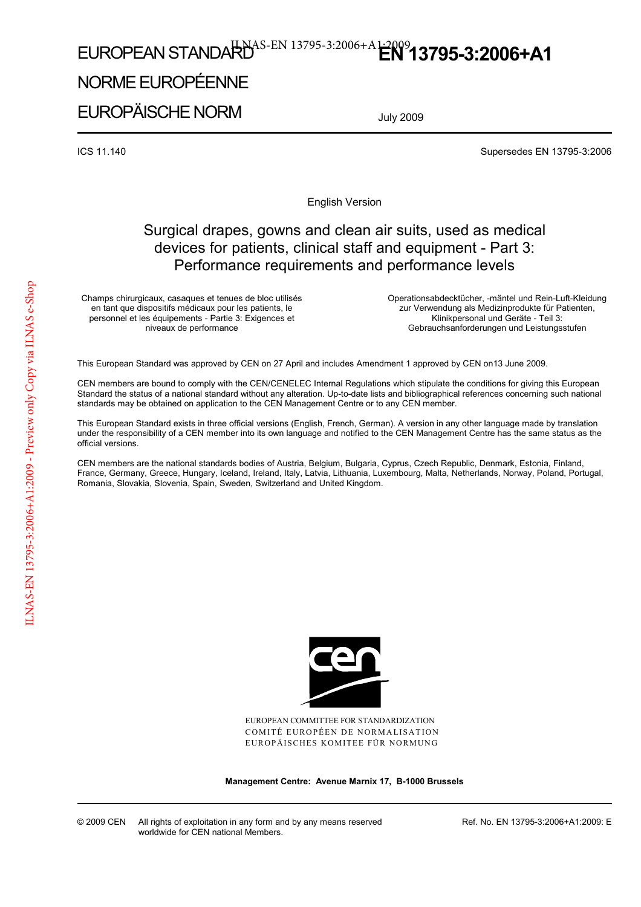EUROPEAN STANDARD

NORME EUROPÉENNE

EUROPÄISCHE NORM

# EN 13795-3:2006+A1

July 2009

ICS 11.140

Supersedes EN 13795-3:2006

English Version

## Surgical drapes, gowns and clean air suits, used as medical devices for patients, clinical staff and equipment - Part 3: Performance requirements and performance levels

Champs chirurgicaux, casaques et tenues de bloc utilisés en tant que dispositifs médicaux pour les patients, le personnel et les équipements - Partie 3: Exigences et niveaux de performance

Operationsabdecktücher, -mäntel und Rein-Luft-Kleidung zur Verwendung als Medizinprodukte für Patienten, Klinikpersonal und Geräte - Teil 3: Gebrauchsanforderungen und Leistungsstufen

This European Standard was approved by CEN on 27 April and includes Amendment 1 approved by CEN on13 June 2009.

CEN members are bound to comply with the CEN/CENELEC Internal Regulations which stipulate the conditions for giving this European Standard the status of a national standard without any alteration. Up-to-date lists and bibliographical references concerning such national standards may be obtained on application to the CEN Management Centre or to any CEN member.

This European Standard exists in three official versions (English, French, German). A version in any other language made by translation under the responsibility of a CEN member into its own language and notified to the CEN Management Centre has the same status as the official versions.

CEN members are the national standards bodies of Austria, Belgium, Bulgaria, Cyprus, Czech Republic, Denmark, Estonia, Finland, France, Germany, Greece, Hungary, Iceland, Ireland, Italy, Latvia, Lithuania, Luxembourg, Malta, Netherlands, Norway, Poland, Portugal, Romania, Slovakia, Slovenia, Spain, Sweden, Switzerland and United Kingdom.

EUROPEAN COMMITTEE FOR STANDARDIZATION
COMITÉ EUROPÉEN DE NORMALISATION
EUROPÄISCHES KOMITEE FÜR NORMUNG

**Management Centre: Avenue Marnix 17, B-1000 Brussels**

© 2009 CEN All rights of exploitation in any form and by any means reserved worldwide for CEN national Members.

Ref. No. EN 13795-3:2006+A1:2009: E